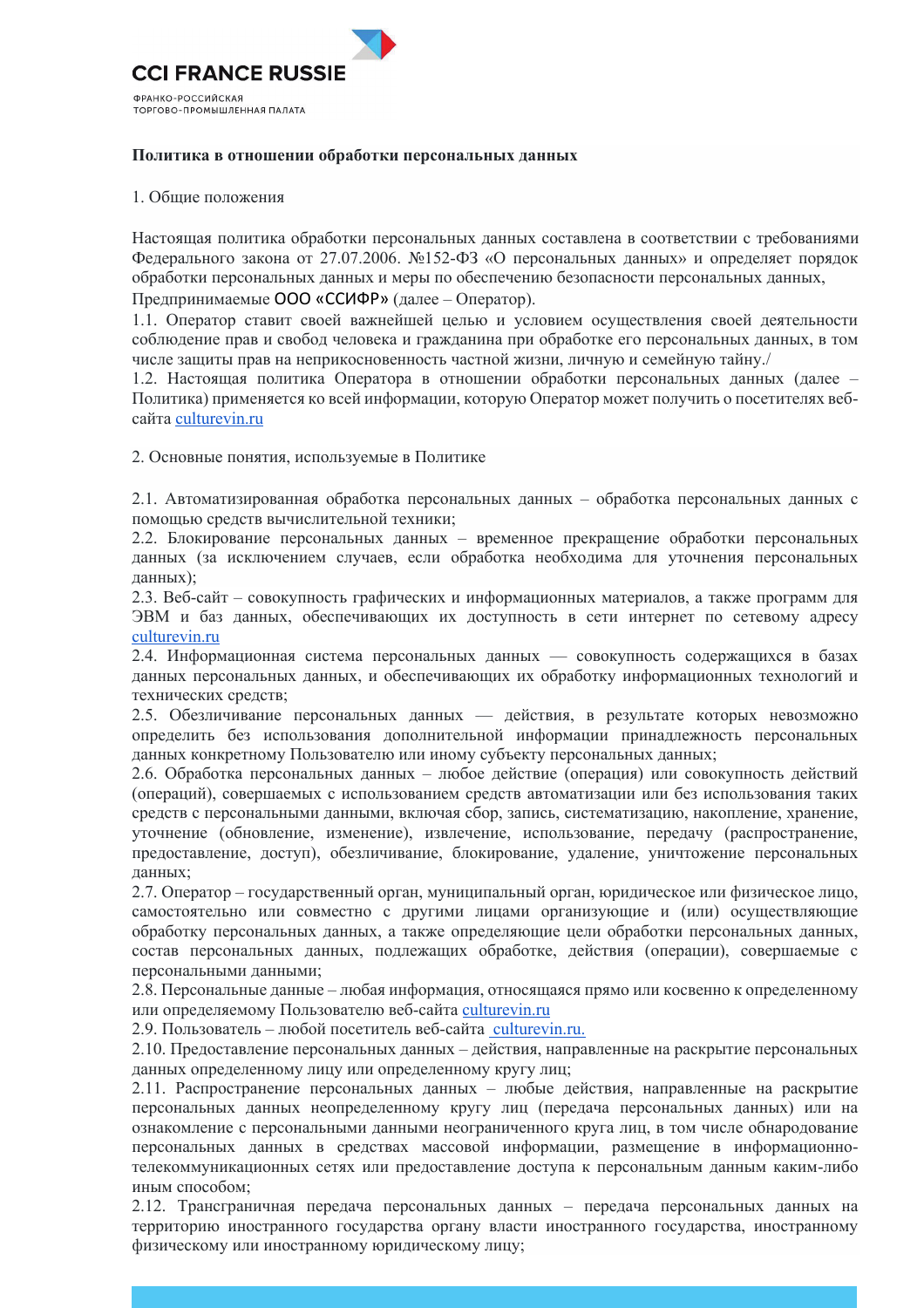CCI FRANCE RUSSIE

ФРАНКО-РОССИЙСКАЯ ТОРГОВО-ПРОМЫШЛЕННАЯ ПАЛАТА

**Политика в отношении обработки персональных данных**

1. Общие положения

Настоящая политика обработки персональных данных составлена в соответствии с требованиями Федерального закона от 27.07.2006. №152-ФЗ «О персональных данных» и определяет порядок обработки персональных данных и меры по обеспечению безопасности персональных данных, Предпринимаемые ООО «ССИФР» (далее – Оператор).

1.1. Оператор ставит своей важнейшей целью и условием осуществления своей деятельности соблюдение прав и свобод человека и гражданина при обработке его персональных данных, в том числе защиты прав на неприкосновенность частной жизни, личную и семейную тайну./

1.2. Настоящая политика Оператора в отношении обработки персональных данных (далее – Политика) применяется ко всей информации, которую Оператор может получить о посетителях веб-сайта culturevin.ru

2. Основные понятия, используемые в Политике

2.1. Автоматизированная обработка персональных данных – обработка персональных данных с помощью средств вычислительной техники;

2.2. Блокирование персональных данных – временное прекращение обработки персональных данных (за исключением случаев, если обработка необходима для уточнения персональных данных);

2.3. Веб-сайт – совокупность графических и информационных материалов, а также программ для ЭВМ и баз данных, обеспечивающих их доступность в сети интернет по сетевому адресу culturevin.ru

2.4. Информационная система персональных данных — совокупность содержащихся в базах данных персональных данных, и обеспечивающих их обработку информационных технологий и технических средств;

2.5. Обезличивание персональных данных — действия, в результате которых невозможно определить без использования дополнительной информации принадлежность персональных данных конкретному Пользователю или иному субъекту персональных данных;

2.6. Обработка персональных данных – любое действие (операция) или совокупность действий (операций), совершаемых с использованием средств автоматизации или без использования таких средств с персональными данными, включая сбор, запись, систематизацию, накопление, хранение, уточнение (обновление, изменение), извлечение, использование, передачу (распространение, предоставление, доступ), обезличивание, блокирование, удаление, уничтожение персональных данных;

2.7. Оператор – государственный орган, муниципальный орган, юридическое или физическое лицо, самостоятельно или совместно с другими лицами организующие и (или) осуществляющие обработку персональных данных, а также определяющие цели обработки персональных данных, состав персональных данных, подлежащих обработке, действия (операции), совершаемые с персональными данными;

2.8. Персональные данные – любая информация, относящаяся прямо или косвенно к определенному или определяемому Пользователю веб-сайта culturevin.ru

2.9. Пользователь – любой посетитель веб-сайта culturevin.ru.

2.10. Предоставление персональных данных – действия, направленные на раскрытие персональных данных определенному лицу или определенному кругу лиц;

2.11. Распространение персональных данных – любые действия, направленные на раскрытие персональных данных неопределенному кругу лиц (передача персональных данных) или на ознакомление с персональными данными неограниченного круга лиц, в том числе обнародование персональных данных в средствах массовой информации, размещение в информационно-телекоммуникационных сетях или предоставление доступа к персональным данным каким-либо иным способом;

2.12. Трансграничная передача персональных данных – передача персональных данных на территорию иностранного государства органу власти иностранного государства, иностранному физическому или иностранному юридическому лицу;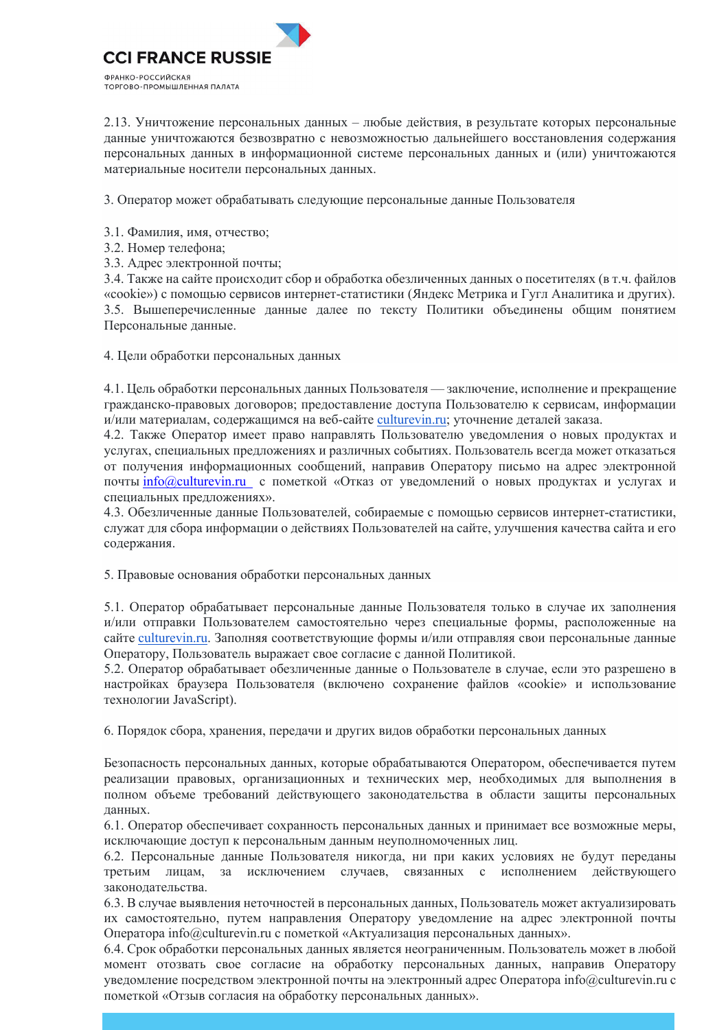2.13. Уничтожение персональных данных – любые действия, в результате которых персональные данные уничтожаются безвозвратно с невозможностью дальнейшего восстановления содержания персональных данных в информационной системе персональных данных и (или) уничтожаются материальные носители персональных данных.

3. Оператор может обрабатывать следующие персональные данные Пользователя

3.1. Фамилия, имя, отчество;
3.2. Номер телефона;
3.3. Адрес электронной почты;
3.4. Также на сайте происходит сбор и обработка обезличенных данных о посетителях (в т.ч. файлов «cookie») с помощью сервисов интернет-статистики (Яндекс Метрика и Гугл Аналитика и других).
3.5. Вышеперечисленные данные далее по тексту Политики объединены общим понятием Персональные данные.

4. Цели обработки персональных данных

4.1. Цель обработки персональных данных Пользователя — заключение, исполнение и прекращение гражданско-правовых договоров; предоставление доступа Пользователю к сервисам, информации и/или материалам, содержащимся на веб-сайте culturevin.ru; уточнение деталей заказа.
4.2. Также Оператор имеет право направлять Пользователю уведомления о новых продуктах и услугах, специальных предложениях и различных событиях. Пользователь всегда может отказаться от получения информационных сообщений, направив Оператору письмо на адрес электронной почты info@culturevin.ru с пометкой «Отказ от уведомлений о новых продуктах и услугах и специальных предложениях».
4.3. Обезличенные данные Пользователей, собираемые с помощью сервисов интернет-статистики, служат для сбора информации о действиях Пользователей на сайте, улучшения качества сайта и его содержания.

5. Правовые основания обработки персональных данных

5.1. Оператор обрабатывает персональные данные Пользователя только в случае их заполнения и/или отправки Пользователем самостоятельно через специальные формы, расположенные на сайте culturevin.ru. Заполняя соответствующие формы и/или отправляя свои персональные данные Оператору, Пользователь выражает свое согласие с данной Политикой.
5.2. Оператор обрабатывает обезличенные данные о Пользователе в случае, если это разрешено в настройках браузера Пользователя (включено сохранение файлов «cookie» и использование технологии JavaScript).

6. Порядок сбора, хранения, передачи и других видов обработки персональных данных

Безопасность персональных данных, которые обрабатываются Оператором, обеспечивается путем реализации правовых, организационных и технических мер, необходимых для выполнения в полном объеме требований действующего законодательства в области защиты персональных данных.
6.1. Оператор обеспечивает сохранность персональных данных и принимает все возможные меры, исключающие доступ к персональным данным неуполномоченных лиц.
6.2. Персональные данные Пользователя никогда, ни при каких условиях не будут переданы третьим лицам, за исключением случаев, связанных с исполнением действующего законодательства.
6.3. В случае выявления неточностей в персональных данных, Пользователь может актуализировать их самостоятельно, путем направления Оператору уведомление на адрес электронной почты Оператора info@culturevin.ru с пометкой «Актуализация персональных данных».
6.4. Срок обработки персональных данных является неограниченным. Пользователь может в любой момент отозвать свое согласие на обработку персональных данных, направив Оператору уведомление посредством электронной почты на электронный адрес Оператора info@culturevin.ru с пометкой «Отзыв согласия на обработку персональных данных».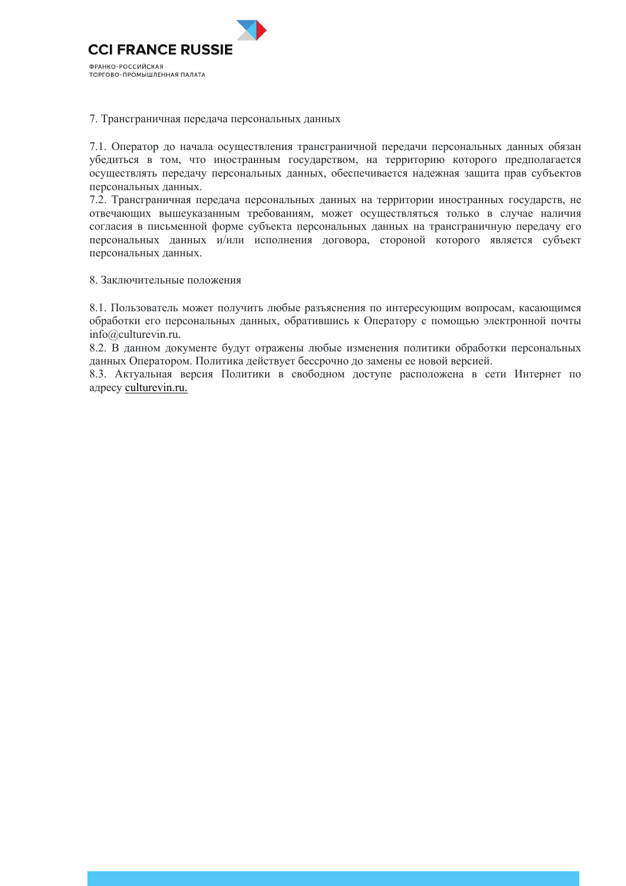7. Трансграничная передача персональных данных

7.1. Оператор до начала осуществления трансграничной передачи персональных данных обязан убедиться в том, что иностранным государством, на территорию которого предполагается осуществлять передачу персональных данных, обеспечивается надежная защита прав субъектов персональных данных.
7.2. Трансграничная передача персональных данных на территории иностранных государств, не отвечающих вышеуказанным требованиям, может осуществляться только в случае наличия согласия в письменной форме субъекта персональных данных на трансграничную передачу его персональных данных и/или исполнения договора, стороной которого является субъект персональных данных.

8. Заключительные положения

8.1. Пользователь может получить любые разъяснения по интересующим вопросам, касающимся обработки его персональных данных, обратившись к Оператору с помощью электронной почты info@culturevin.ru.
8.2. В данном документе будут отражены любые изменения политики обработки персональных данных Оператором. Политика действует бессрочно до замены ее новой версией.
8.3. Актуальная версия Политики в свободном доступе расположена в сети Интернет по адресу culturevin.ru.